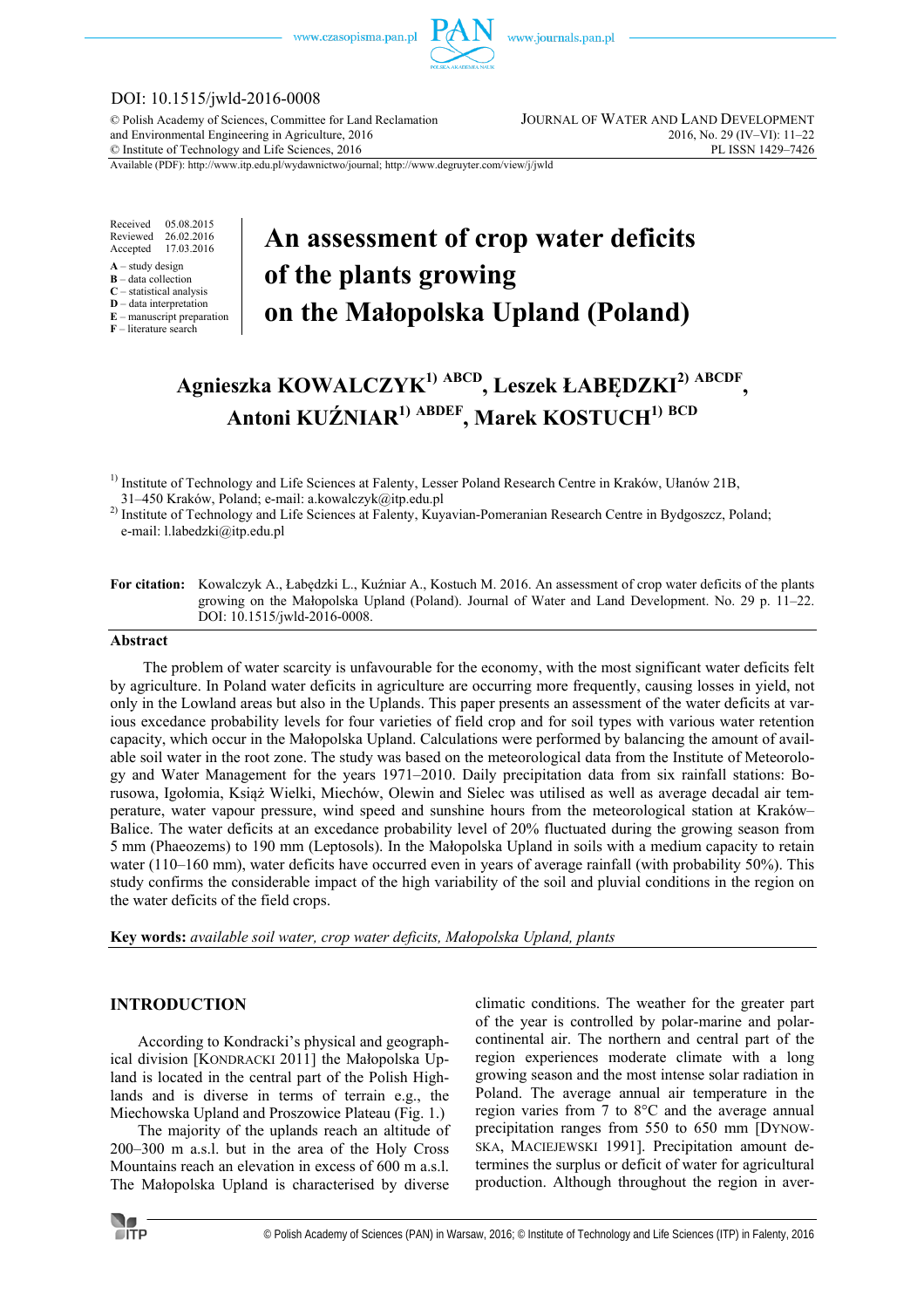DOI: 10.1515/jwld-2016-0008

© Polish Academy of Sciences, Committee for Land Reclamation and Environmental Engineering in Agriculture, 2016
© Institute of Technology and Life Sciences, 2016

JOURNAL OF WATER AND LAND DEVELOPMENT
2016, No. 29 (IV–VI): 11–22
PL ISSN 1429–7426

Available (PDF): http://www.itp.edu.pl/wydawnictwo/journal; http://www.degruyter.com/view/j/jwld

Received 05.08.2015
Reviewed 26.02.2016
Accepted 17.03.2016

**A** – study design
**B** – data collection
**C** – statistical analysis
**D** – data interpretation
**E** – manuscript preparation
**F** – literature search

# An assessment of crop water deficits of the plants growing on the Małopolska Upland (Poland)

**Agnieszka KOWALCZYK[1) ABCD], Leszek ŁABĘDZKI[2) ABCDF], Antoni KUŹNIAR[1) ABDEF], Marek KOSTUCH[1) BCD]**

[1)] Institute of Technology and Life Sciences at Falenty, Lesser Poland Research Centre in Kraków, Ułanów 21B, 31–450 Kraków, Poland; e-mail: a.kowalczyk@itp.edu.pl

[2)] Institute of Technology and Life Sciences at Falenty, Kuyavian-Pomeranian Research Centre in Bydgoszcz, Poland; e-mail: l.labedzki@itp.edu.pl

**For citation:** Kowalczyk A., Łabędzki L., Kuźniar A., Kostuch M. 2016. An assessment of crop water deficits of the plants growing on the Małopolska Upland (Poland). Journal of Water and Land Development. No. 29 p. 11–22. DOI: 10.1515/jwld-2016-0008.

## Abstract

The problem of water scarcity is unfavourable for the economy, with the most significant water deficits felt by agriculture. In Poland water deficits in agriculture are occurring more frequently, causing losses in yield, not only in the Lowland areas but also in the Uplands. This paper presents an assessment of the water deficits at various excedance probability levels for four varieties of field crop and for soil types with various water retention capacity, which occur in the Małopolska Upland. Calculations were performed by balancing the amount of available soil water in the root zone. The study was based on the meteorological data from the Institute of Meteorology and Water Management for the years 1971–2010. Daily precipitation data from six rainfall stations: Borusowa, Igołomia, Książ Wielki, Miechów, Olewin and Sielec was utilised as well as average decadal air temperature, water vapour pressure, wind speed and sunshine hours from the meteorological station at Kraków–Balice. The water deficits at an excedance probability level of 20% fluctuated during the growing season from 5 mm (Phaeozems) to 190 mm (Leptosols). In the Małopolska Upland in soils with a medium capacity to retain water (110–160 mm), water deficits have occurred even in years of average rainfall (with probability 50%). This study confirms the considerable impact of the high variability of the soil and pluvial conditions in the region on the water deficits of the field crops.

**Key words:** *available soil water, crop water deficits, Małopolska Upland, plants*

## INTRODUCTION

According to Kondracki's physical and geographical division [KONDRACKI 2011] the Małopolska Upland is located in the central part of the Polish Highlands and is diverse in terms of terrain e.g., the Miechowska Upland and Proszowice Plateau (Fig. 1.)

The majority of the uplands reach an altitude of 200–300 m a.s.l. but in the area of the Holy Cross Mountains reach an elevation in excess of 600 m a.s.l. The Małopolska Upland is characterised by diverse climatic conditions. The weather for the greater part of the year is controlled by polar-marine and polar-continental air. The northern and central part of the region experiences moderate climate with a long growing season and the most intense solar radiation in Poland. The average annual air temperature in the region varies from 7 to 8°C and the average annual precipitation ranges from 550 to 650 mm [DYNOWSKA, MACIEJEWSKI 1991]. Precipitation amount determines the surplus or deficit of water for agricultural production. Although throughout the region in aver-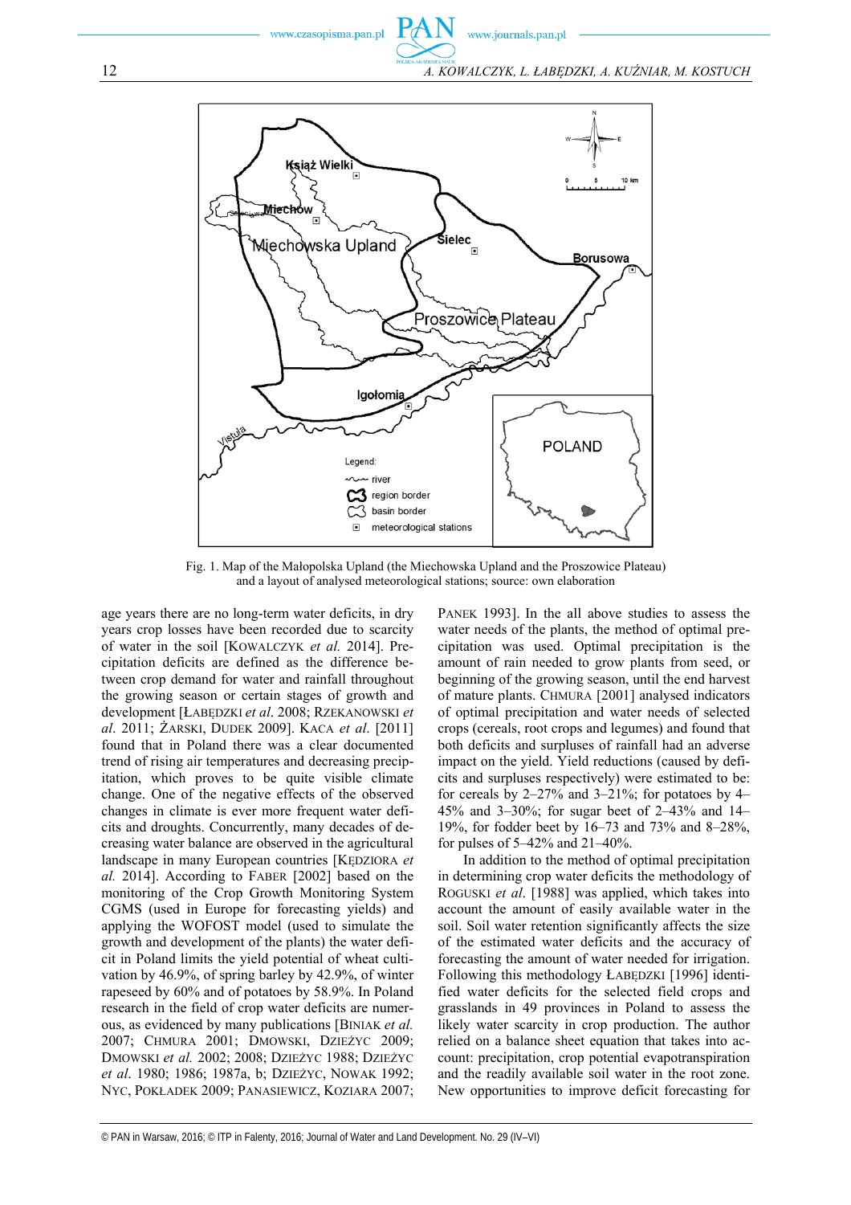Fig. 1. Map of the Małopolska Upland (the Miechowska Upland and the Proszowice Plateau) and a layout of analysed meteorological stations; source: own elaboration

age years there are no long-term water deficits, in dry years crop losses have been recorded due to scarcity of water in the soil [KOWALCZYK *et al.* 2014]. Precipitation deficits are defined as the difference between crop demand for water and rainfall throughout the growing season or certain stages of growth and development [ŁABĘDZKI *et al*. 2008; RZEKANOWSKI *et al*. 2011; ŻARSKI, DUDEK 2009]. KACA *et al*. [2011] found that in Poland there was a clear documented trend of rising air temperatures and decreasing precipitation, which proves to be quite visible climate change. One of the negative effects of the observed changes in climate is ever more frequent water deficits and droughts. Concurrently, many decades of decreasing water balance are observed in the agricultural landscape in many European countries [KĘDZIORA *et al.* 2014]. According to FABER [2002] based on the monitoring of the Crop Growth Monitoring System CGMS (used in Europe for forecasting yields) and applying the WOFOST model (used to simulate the growth and development of the plants) the water deficit in Poland limits the yield potential of wheat cultivation by 46.9%, of spring barley by 42.9%, of winter rapeseed by 60% and of potatoes by 58.9%. In Poland research in the field of crop water deficits are numerous, as evidenced by many publications [BINIAK *et al.* 2007; CHMURA 2001; DMOWSKI, DZIEŻYC 2009; DMOWSKI *et al.* 2002; 2008; DZIEŻYC 1988; DZIEŻYC *et al*. 1980; 1986; 1987a, b; DZIEŻYC, NOWAK 1992; NYC, POKŁADEK 2009; PANASIEWICZ, KOZIARA 2007; PANEK 1993]. In the all above studies to assess the water needs of the plants, the method of optimal precipitation was used. Optimal precipitation is the amount of rain needed to grow plants from seed, or beginning of the growing season, until the end harvest of mature plants. CHMURA [2001] analysed indicators of optimal precipitation and water needs of selected crops (cereals, root crops and legumes) and found that both deficits and surpluses of rainfall had an adverse impact on the yield. Yield reductions (caused by deficits and surpluses respectively) were estimated to be: for cereals by 2–27% and 3–21%; for potatoes by 4–45% and 3–30%; for sugar beet of 2–43% and 14–19%, for fodder beet by 16–73 and 73% and 8–28%, for pulses of 5–42% and 21–40%.

In addition to the method of optimal precipitation in determining crop water deficits the methodology of ROGUSKI *et al*. [1988] was applied, which takes into account the amount of easily available water in the soil. Soil water retention significantly affects the size of the estimated water deficits and the accuracy of forecasting the amount of water needed for irrigation. Following this methodology ŁABĘDZKI [1996] identified water deficits for the selected field crops and grasslands in 49 provinces in Poland to assess the likely water scarcity in crop production. The author relied on a balance sheet equation that takes into account: precipitation, crop potential evapotranspiration and the readily available soil water in the root zone. New opportunities to improve deficit forecasting for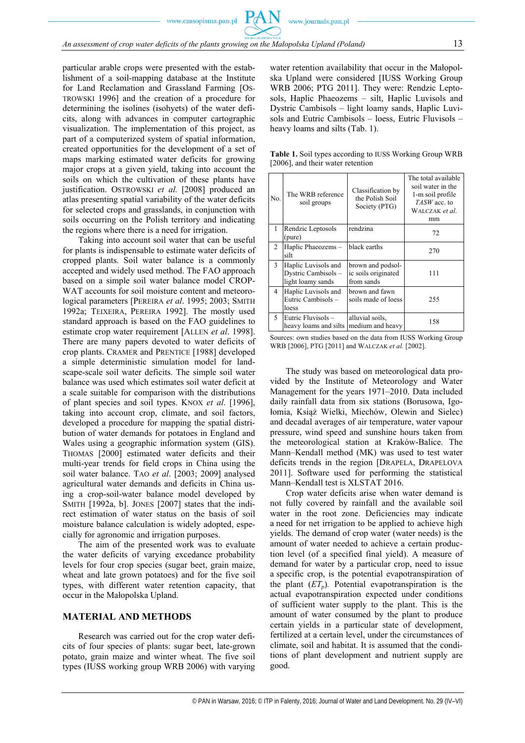particular arable crops were presented with the establishment of a soil-mapping database at the Institute for Land Reclamation and Grassland Farming [OSTROWSKI 1996] and the creation of a procedure for determining the isolines (isohyets) of the water deficits, along with advances in computer cartographic visualization. The implementation of this project, as part of a computerized system of spatial information, created opportunities for the development of a set of maps marking estimated water deficits for growing major crops at a given yield, taking into account the soils on which the cultivation of these plants have justification. OSTROWSKI *et al.* [2008] produced an atlas presenting spatial variability of the water deficits for selected crops and grasslands, in conjunction with soils occurring on the Polish territory and indicating the regions where there is a need for irrigation.

Taking into account soil water that can be useful for plants is indispensable to estimate water deficits of cropped plants. Soil water balance is a commonly accepted and widely used method. The FAO approach based on a simple soil water balance model CROPWAT accounts for soil moisture content and meteorological parameters [PEREIRA *et al*. 1995; 2003; SMITH 1992a; TEIXEIRA, PEREIRA 1992]. The mostly used standard approach is based on the FAO guidelines to estimate crop water requirement [ALLEN *et al*. 1998]. There are many papers devoted to water deficits of crop plants. CRAMER and PRENTICE [1988] developed a simple deterministic simulation model for landscape-scale soil water deficits. The simple soil water balance was used which estimates soil water deficit at a scale suitable for comparison with the distributions of plant species and soil types. KNOX *et al*. [1996], taking into account crop, climate, and soil factors, developed a procedure for mapping the spatial distribution of water demands for potatoes in England and Wales using a geographic information system (GIS). THOMAS [2000] estimated water deficits and their multi-year trends for field crops in China using the soil water balance. TAO *et al*. [2003; 2009] analysed agricultural water demands and deficits in China using a crop-soil-water balance model developed by SMITH [1992a, b]. JONES [2007] states that the indirect estimation of water status on the basis of soil moisture balance calculation is widely adopted, especially for agronomic and irrigation purposes.

The aim of the presented work was to evaluate the water deficits of varying excedance probability levels for four crop species (sugar beet, grain maize, wheat and late grown potatoes) and for the five soil types, with different water retention capacity, that occur in the Małopolska Upland.

## MATERIAL AND METHODS

Research was carried out for the crop water deficits of four species of plants: sugar beet, late-grown potato, grain maize and winter wheat. The five soil types (IUSS working group WRB 2006) with varying water retention availability that occur in the Małopolska Upland were considered [IUSS Working Group WRB 2006; PTG 2011]. They were: Rendzic Leptosols, Haplic Phaeozems – silt, Haplic Luvisols and Dystric Cambisols – light loamy sands, Haplic Luvisols and Eutric Cambisols – loess, Eutric Fluvisols – heavy loams and silts (Tab. 1).

**Table 1.** Soil types according to IUSS Working Group WRB [2006], and their water retention

| No. | The WRB reference soil groups | Classification by the Polish Soil Society (PTG) | The total available soil water in the 1-m soil profile *TASW* acc. to WALCZAK *et al.* mm |
|---|---|---|---|
| 1 | Rendzic Leptosols (pure) | rendzina | 72 |
| 2 | Haplic Phaeozems – silt | black earths | 270 |
| 3 | Haplic Luvisols and Dystric Cambisols – light loamy sands | brown and podsolic soils originated from sands | 111 |
| 4 | Haplic Luvisols and Eutric Cambisols – loess | brown and fawn soils made of loess | 255 |
| 5 | Eutric Fluvisols – heavy loams and silts | alluvial soils, medium and heavy | 158 |

Sources: own studies based on the data from IUSS Working Group WRB [2006], PTG [2011] and WALCZAK *et al.* [2002].

The study was based on meteorological data provided by the Institute of Meteorology and Water Management for the years 1971–2010. Data included daily rainfall data from six stations (Borusowa, Igołomia, Książ Wielki, Miechów, Olewin and Sielec) and decadal averages of air temperature, water vapour pressure, wind speed and sunshine hours taken from the meteorological station at Kraków-Balice. The Mann–Kendall method (MK) was used to test water deficits trends in the region [DRAPELA, DRAPELOVA 2011]. Software used for performing the statistical Mann–Kendall test is XLSTAT 2016.

Crop water deficits arise when water demand is not fully covered by rainfall and the available soil water in the root zone. Deficiencies may indicate a need for net irrigation to be applied to achieve high yields. The demand of crop water (water needs) is the amount of water needed to achieve a certain production level (of a specified final yield). A measure of demand for water by a particular crop, need to issue a specific crop, is the potential evapotranspiration of the plant ($ET_p$). Potential evapotranspiration is the actual evapotranspiration expected under conditions of sufficient water supply to the plant. This is the amount of water consumed by the plant to produce certain yields in a particular state of development, fertilized at a certain level, under the circumstances of climate, soil and habitat. It is assumed that the conditions of plant development and nutrient supply are good.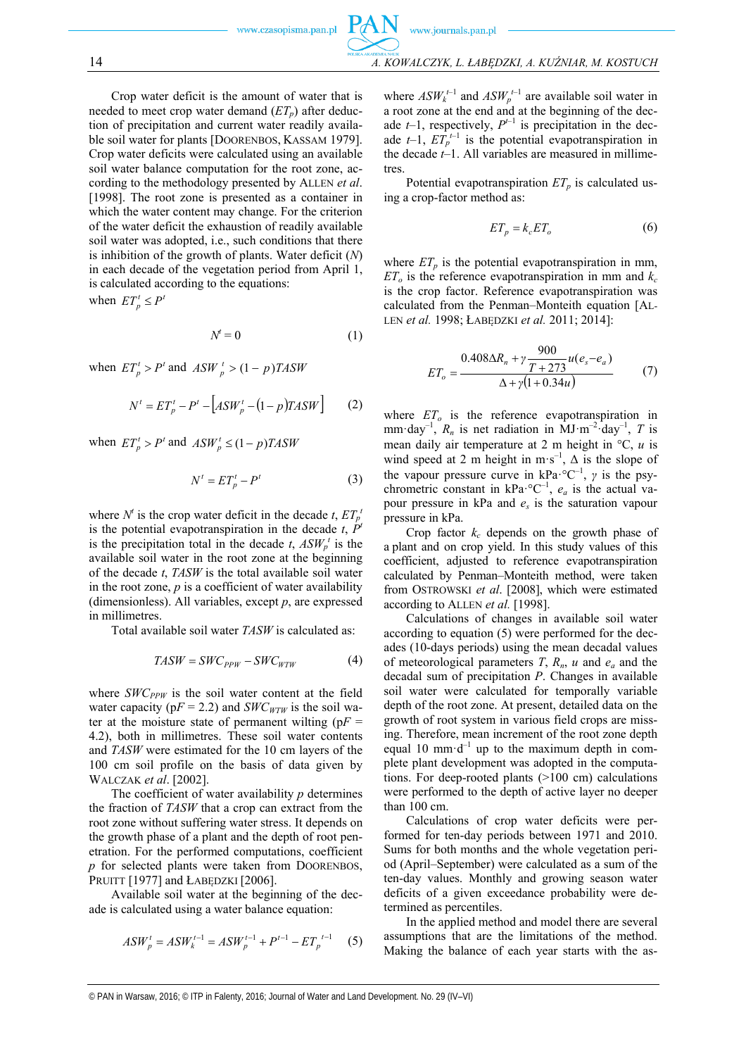Crop water deficit is the amount of water that is needed to meet crop water demand ($ET_p$) after deduction of precipitation and current water readily available soil water for plants [DOORENBOS, KASSAM 1979]. Crop water deficits were calculated using an available soil water balance computation for the root zone, according to the methodology presented by ALLEN *et al*. [1998]. The root zone is presented as a container in which the water content may change. For the criterion of the water deficit the exhaustion of readily available soil water was adopted, i.e., such conditions that there is inhibition of the growth of plants. Water deficit ($N$) in each decade of the vegetation period from April 1, is calculated according to the equations:

when $ET_p^t \le P^t$

$$N^t = 0 \tag{1}$$

when $ET_p^t > P^t$ and $ASW_p^t > (1-p)TASW$

$$N^t = ET_p^t - P^t - \left[ASW_p^t - (1-p)TASW\right] \tag{2}$$

when $ET_p^t > P^t$ and $ASW_p^t \le (1-p)TASW$

$$N^t = ET_p^t - P^t \tag{3}$$

where $N^t$ is the crop water deficit in the decade $t$, $ET_p^t$ is the potential evapotranspiration in the decade $t$, $P^t$ is the precipitation total in the decade $t$, $ASW_p^t$ is the available soil water in the root zone at the beginning of the decade $t$, $TASW$ is the total available soil water in the root zone, $p$ is a coefficient of water availability (dimensionless). All variables, except $p$, are expressed in millimetres.

Total available soil water $TASW$ is calculated as:

$$TASW = SWC_{PPW} - SWC_{WTW} \tag{4}$$

where $SWC_{PPW}$ is the soil water content at the field water capacity (p$F$ = 2.2) and $SWC_{WTW}$ is the soil water at the moisture state of permanent wilting (p$F$ = 4.2), both in millimetres. These soil water contents and $TASW$ were estimated for the 10 cm layers of the 100 cm soil profile on the basis of data given by WALCZAK *et al*. [2002].

The coefficient of water availability $p$ determines the fraction of $TASW$ that a crop can extract from the root zone without suffering water stress. It depends on the growth phase of a plant and the depth of root penetration. For the performed computations, coefficient $p$ for selected plants were taken from DOORENBOS, PRUITT [1977] and ŁABĘDZKI [2006].

Available soil water at the beginning of the decade is calculated using a water balance equation:

$$ASW_p^t = ASW_k^{t-1} = ASW_p^{t-1} + P^{t-1} - ET_p^{\,t-1} \tag{5}$$

where $ASW_k^{t-1}$ and $ASW_p^{t-1}$ are available soil water in a root zone at the end and at the beginning of the decade $t$–1, respectively, $P^{t-1}$ is precipitation in the decade $t$–1, $ET_p^{\,t-1}$ is the potential evapotranspiration in the decade $t$–1. All variables are measured in millimetres.

Potential evapotranspiration $ET_p$ is calculated using a crop-factor method as:

$$ET_p = k_c ET_o \tag{6}$$

where $ET_p$ is the potential evapotranspiration in mm, $ET_o$ is the reference evapotranspiration in mm and $k_c$ is the crop factor. Reference evapotranspiration was calculated from the Penman–Monteith equation [ALLEN *et al*. 1998; ŁABĘDZKI *et al*. 2011; 2014]:

$$ET_o = \frac{0.408\Delta R_n + \gamma \dfrac{900}{T+273} u(e_s - e_a)}{\Delta + \gamma(1 + 0.34u)} \tag{7}$$

where $ET_o$ is the reference evapotranspiration in mm·day$^{-1}$, $R_n$ is net radiation in MJ·m$^{-2}$·day$^{-1}$, $T$ is mean daily air temperature at 2 m height in °C, $u$ is wind speed at 2 m height in m·s$^{-1}$, $\Delta$ is the slope of the vapour pressure curve in kPa·°C$^{-1}$, $\gamma$ is the psychrometric constant in kPa·°C$^{-1}$, $e_a$ is the actual vapour pressure in kPa and $e_s$ is the saturation vapour pressure in kPa.

Crop factor $k_c$ depends on the growth phase of a plant and on crop yield. In this study values of this coefficient, adjusted to reference evapotranspiration calculated by Penman–Monteith method, were taken from OSTROWSKI *et al*. [2008], which were estimated according to ALLEN *et al*. [1998].

Calculations of changes in available soil water according to equation (5) were performed for the decades (10-days periods) using the mean decadal values of meteorological parameters $T$, $R_n$, $u$ and $e_a$ and the decadal sum of precipitation $P$. Changes in available soil water were calculated for temporally variable depth of the root zone. At present, detailed data on the growth of root system in various field crops are missing. Therefore, mean increment of the root zone depth equal 10 mm·d$^{-1}$ up to the maximum depth in complete plant development was adopted in the computations. For deep-rooted plants (>100 cm) calculations were performed to the depth of active layer no deeper than 100 cm.

Calculations of crop water deficits were performed for ten-day periods between 1971 and 2010. Sums for both months and the whole vegetation period (April–September) were calculated as a sum of the ten-day values. Monthly and growing season water deficits of a given exceedance probability were determined as percentiles.

In the applied method and model there are several assumptions that are the limitations of the method. Making the balance of each year starts with the as-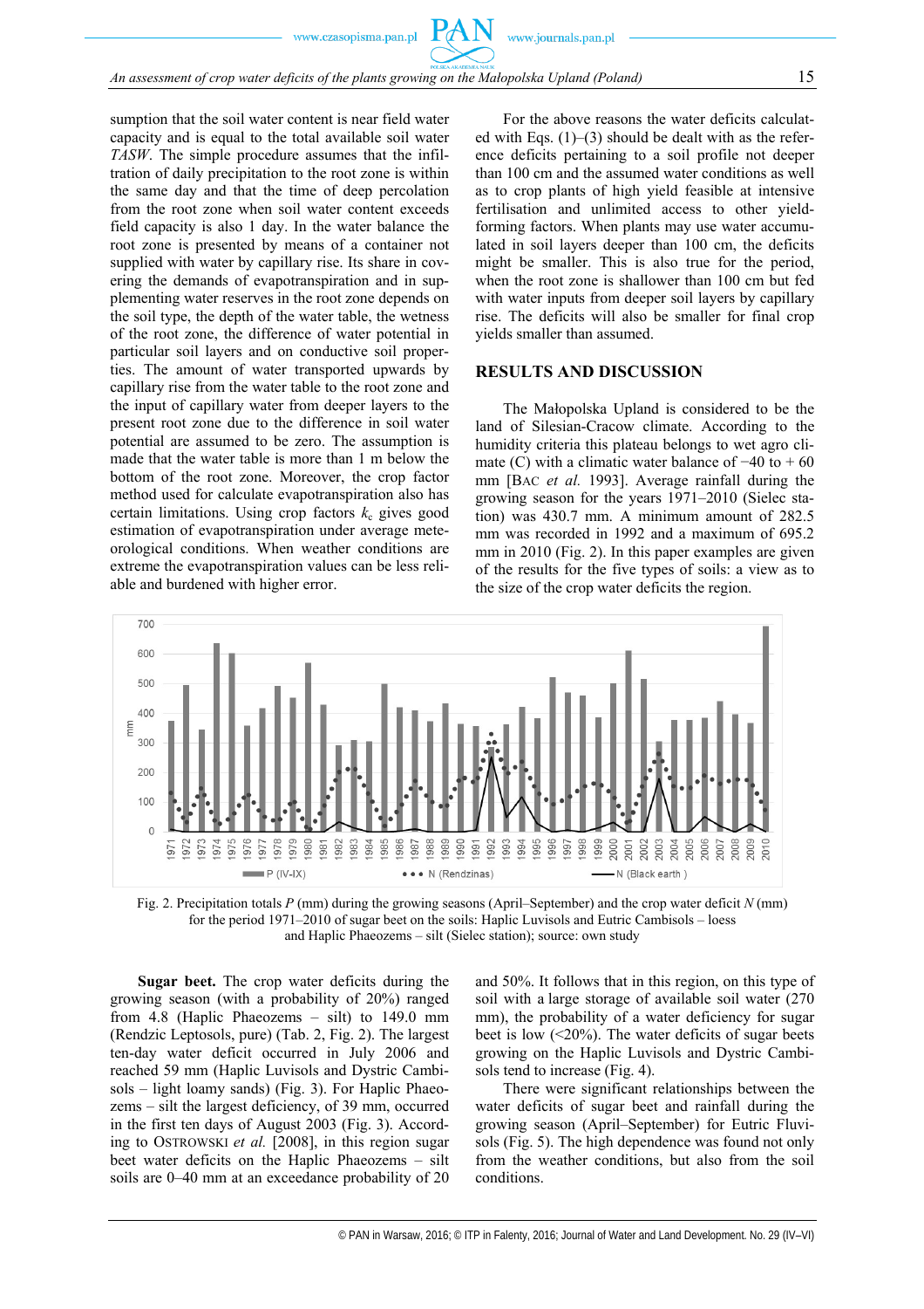sumption that the soil water content is near field water capacity and is equal to the total available soil water *TASW*. The simple procedure assumes that the infiltration of daily precipitation to the root zone is within the same day and that the time of deep percolation from the root zone when soil water content exceeds field capacity is also 1 day. In the water balance the root zone is presented by means of a container not supplied with water by capillary rise. Its share in covering the demands of evapotranspiration and in supplementing water reserves in the root zone depends on the soil type, the depth of the water table, the wetness of the root zone, the difference of water potential in particular soil layers and on conductive soil properties. The amount of water transported upwards by capillary rise from the water table to the root zone and the input of capillary water from deeper layers to the present root zone due to the difference in soil water potential are assumed to be zero. The assumption is made that the water table is more than 1 m below the bottom of the root zone. Moreover, the crop factor method used for calculate evapotranspiration also has certain limitations. Using crop factors $k_c$ gives good estimation of evapotranspiration under average meteorological conditions. When weather conditions are extreme the evapotranspiration values can be less reliable and burdened with higher error.

For the above reasons the water deficits calculated with Eqs. (1)–(3) should be dealt with as the reference deficits pertaining to a soil profile not deeper than 100 cm and the assumed water conditions as well as to crop plants of high yield feasible at intensive fertilisation and unlimited access to other yield-forming factors. When plants may use water accumulated in soil layers deeper than 100 cm, the deficits might be smaller. This is also true for the period, when the root zone is shallower than 100 cm but fed with water inputs from deeper soil layers by capillary rise. The deficits will also be smaller for final crop yields smaller than assumed.

## RESULTS AND DISCUSSION

The Małopolska Upland is considered to be the land of Silesian-Cracow climate. According to the humidity criteria this plateau belongs to wet agro climate (C) with a climatic water balance of −40 to + 60 mm [BAC *et al.* 1993]. Average rainfall during the growing season for the years 1971–2010 (Sielec station) was 430.7 mm. A minimum amount of 282.5 mm was recorded in 1992 and a maximum of 695.2 mm in 2010 (Fig. 2). In this paper examples are given of the results for the five types of soils: a view as to the size of the crop water deficits the region.

Fig. 2. Precipitation totals *P* (mm) during the growing seasons (April–September) and the crop water deficit *N* (mm) for the period 1971–2010 of sugar beet on the soils: Haplic Luvisols and Eutric Cambisols – loess and Haplic Phaeozems – silt (Sielec station); source: own study

**Sugar beet.** The crop water deficits during the growing season (with a probability of 20%) ranged from 4.8 (Haplic Phaeozems – silt) to 149.0 mm (Rendzic Leptosols, pure) (Tab. 2, Fig. 2). The largest ten-day water deficit occurred in July 2006 and reached 59 mm (Haplic Luvisols and Dystric Cambisols – light loamy sands) (Fig. 3). For Haplic Phaeozems – silt the largest deficiency, of 39 mm, occurred in the first ten days of August 2003 (Fig. 3). According to OSTROWSKI *et al.* [2008], in this region sugar beet water deficits on the Haplic Phaeozems – silt soils are 0–40 mm at an exceedance probability of 20 and 50%. It follows that in this region, on this type of soil with a large storage of available soil water (270 mm), the probability of a water deficiency for sugar beet is low (<20%). The water deficits of sugar beets growing on the Haplic Luvisols and Dystric Cambisols tend to increase (Fig. 4).

There were significant relationships between the water deficits of sugar beet and rainfall during the growing season (April–September) for Eutric Fluvisols (Fig. 5). The high dependence was found not only from the weather conditions, but also from the soil conditions.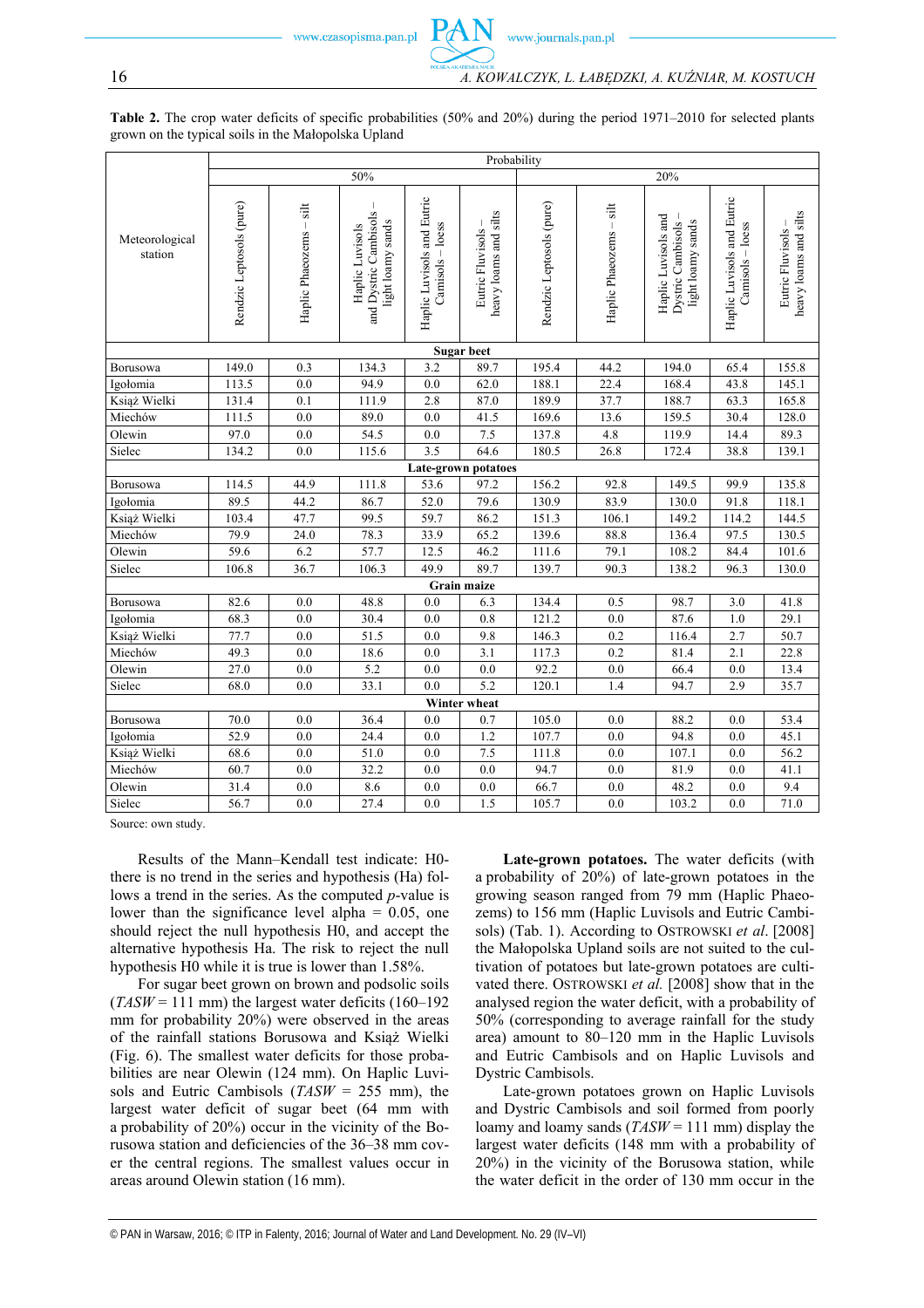**Table 2.** The crop water deficits of specific probabilities (50% and 20%) during the period 1971–2010 for selected plants grown on the typical soils in the Małopolska Upland

| Meteorological station | Probability | | | | | | | | | |
|---|---|---|---|---|---|---|---|---|---|---|
| | 50% | | | | | 20% | | | | |
| | Rendzic Leptosols (pure) | Haplic Phaeozems – silt | Haplic Luvisols and Dystric Cambisols – light loamy sands | Haplic Luvisols and Eutric Camisols – loess | Eutric Fluvisols – heavy loams and silts | Rendzic Leptosols (pure) | Haplic Phaeozems – silt | Haplic Luvisols and Dystric Cambisols – light loamy sands | Haplic Luvisols and Eutric Camisols – loess | Eutric Fluvisols – heavy loams and silts |
| **Sugar beet** | | | | | | | | | | |
| Borusowa | 149.0 | 0.3 | 134.3 | 3.2 | 89.7 | 195.4 | 44.2 | 194.0 | 65.4 | 155.8 |
| Igołomia | 113.5 | 0.0 | 94.9 | 0.0 | 62.0 | 188.1 | 22.4 | 168.4 | 43.8 | 145.1 |
| Książ Wielki | 131.4 | 0.1 | 111.9 | 2.8 | 87.0 | 189.9 | 37.7 | 188.7 | 63.3 | 165.8 |
| Miechów | 111.5 | 0.0 | 89.0 | 0.0 | 41.5 | 169.6 | 13.6 | 159.5 | 30.4 | 128.0 |
| Olewin | 97.0 | 0.0 | 54.5 | 0.0 | 7.5 | 137.8 | 4.8 | 119.9 | 14.4 | 89.3 |
| Sielec | 134.2 | 0.0 | 115.6 | 3.5 | 64.6 | 180.5 | 26.8 | 172.4 | 38.8 | 139.1 |
| **Late-grown potatoes** | | | | | | | | | | |
| Borusowa | 114.5 | 44.9 | 111.8 | 53.6 | 97.2 | 156.2 | 92.8 | 149.5 | 99.9 | 135.8 |
| Igołomia | 89.5 | 44.2 | 86.7 | 52.0 | 79.6 | 130.9 | 83.9 | 130.0 | 91.8 | 118.1 |
| Książ Wielki | 103.4 | 47.7 | 99.5 | 59.7 | 86.2 | 151.3 | 106.1 | 149.2 | 114.2 | 144.5 |
| Miechów | 79.9 | 24.0 | 78.3 | 33.9 | 65.2 | 139.6 | 88.8 | 136.4 | 97.5 | 130.5 |
| Olewin | 59.6 | 6.2 | 57.7 | 12.5 | 46.2 | 111.6 | 79.1 | 108.2 | 84.4 | 101.6 |
| Sielec | 106.8 | 36.7 | 106.3 | 49.9 | 89.7 | 139.7 | 90.3 | 138.2 | 96.3 | 130.0 |
| **Grain maize** | | | | | | | | | | |
| Borusowa | 82.6 | 0.0 | 48.8 | 0.0 | 6.3 | 134.4 | 0.5 | 98.7 | 3.0 | 41.8 |
| Igołomia | 68.3 | 0.0 | 30.4 | 0.0 | 0.8 | 121.2 | 0.0 | 87.6 | 1.0 | 29.1 |
| Książ Wielki | 77.7 | 0.0 | 51.5 | 0.0 | 9.8 | 146.3 | 0.2 | 116.4 | 2.7 | 50.7 |
| Miechów | 49.3 | 0.0 | 18.6 | 0.0 | 3.1 | 117.3 | 0.2 | 81.4 | 2.1 | 22.8 |
| Olewin | 27.0 | 0.0 | 5.2 | 0.0 | 0.0 | 92.2 | 0.0 | 66.4 | 0.0 | 13.4 |
| Sielec | 68.0 | 0.0 | 33.1 | 0.0 | 5.2 | 120.1 | 1.4 | 94.7 | 2.9 | 35.7 |
| **Winter wheat** | | | | | | | | | | |
| Borusowa | 70.0 | 0.0 | 36.4 | 0.0 | 0.7 | 105.0 | 0.0 | 88.2 | 0.0 | 53.4 |
| Igołomia | 52.9 | 0.0 | 24.4 | 0.0 | 1.2 | 107.7 | 0.0 | 94.8 | 0.0 | 45.1 |
| Książ Wielki | 68.6 | 0.0 | 51.0 | 0.0 | 7.5 | 111.8 | 0.0 | 107.1 | 0.0 | 56.2 |
| Miechów | 60.7 | 0.0 | 32.2 | 0.0 | 0.0 | 94.7 | 0.0 | 81.9 | 0.0 | 41.1 |
| Olewin | 31.4 | 0.0 | 8.6 | 0.0 | 0.0 | 66.7 | 0.0 | 48.2 | 0.0 | 9.4 |
| Sielec | 56.7 | 0.0 | 27.4 | 0.0 | 1.5 | 105.7 | 0.0 | 103.2 | 0.0 | 71.0 |

Source: own study.

Results of the Mann–Kendall test indicate: H0- there is no trend in the series and hypothesis (Ha) follows a trend in the series. As the computed *p*-value is lower than the significance level alpha = 0.05, one should reject the null hypothesis H0, and accept the alternative hypothesis Ha. The risk to reject the null hypothesis H0 while it is true is lower than 1.58%.

For sugar beet grown on brown and podsolic soils (*TASW* = 111 mm) the largest water deficits (160–192 mm for probability 20%) were observed in the areas of the rainfall stations Borusowa and Książ Wielki (Fig. 6). The smallest water deficits for these probabilities are near Olewin (124 mm). On Haplic Luvisols and Eutric Cambisols (*TASW* = 255 mm), the largest water deficit of sugar beet (64 mm with a probability of 20%) occur in the vicinity of the Borusowa station and deficiencies of the 36–38 mm cover the central regions. The smallest values occur in areas around Olewin station (16 mm).

**Late-grown potatoes.** The water deficits (with a probability of 20%) of late-grown potatoes in the growing season ranged from 79 mm (Haplic Phaeozems) to 156 mm (Haplic Luvisols and Eutric Cambisols) (Tab. 1). According to OSTROWSKI *et al*. [2008] the Małopolska Upland soils are not suited to the cultivation of potatoes but late-grown potatoes are cultivated there. OSTROWSKI *et al.* [2008] show that in the analysed region the water deficit, with a probability of 50% (corresponding to average rainfall for the study area) amount to 80–120 mm in the Haplic Luvisols and Eutric Cambisols and on Haplic Luvisols and Dystric Cambisols.

Late-grown potatoes grown on Haplic Luvisols and Dystric Cambisols and soil formed from poorly loamy and loamy sands (*TASW* = 111 mm) display the largest water deficits (148 mm with a probability of 20%) in the vicinity of the Borusowa station, while the water deficit in the order of 130 mm occur in the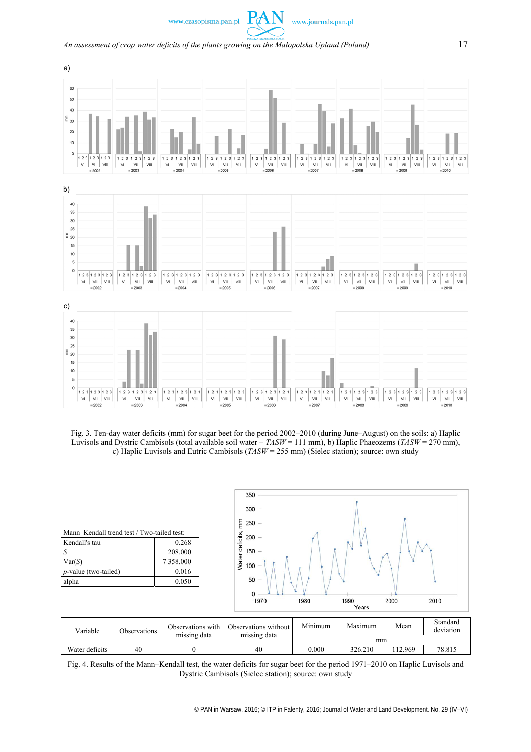Fig. 3. Ten-day water deficits (mm) for sugar beet for the period 2002–2010 (during June–August) on the soils: a) Haplic Luvisols and Dystric Cambisols (total available soil water – *TASW* = 111 mm), b) Haplic Phaeozems (*TASW* = 270 mm), c) Haplic Luvisols and Eutric Cambisols (*TASW* = 255 mm) (Sielec station); source: own study

| Mann–Kendall trend test / Two-tailed test: | |
|---|---|
| Kendall's tau | 0.268 |
| *S* | 208.000 |
| Var(*S*) | 7 358.000 |
| *p*-value (two-tailed) | 0.016 |
| alpha | 0.050 |

| Variable | Observations | Observations with missing data | Observations without missing data | Minimum | Maximum | Mean | Standard deviation |
|---|---|---|---|---|---|---|---|
| | | | | mm | | | |
| Water deficits | 40 | 0 | 40 | 0.000 | 326.210 | 112.969 | 78.815 |

Fig. 4. Results of the Mann–Kendall test, the water deficits for sugar beet for the period 1971–2010 on Haplic Luvisols and Dystric Cambisols (Sielec station); source: own study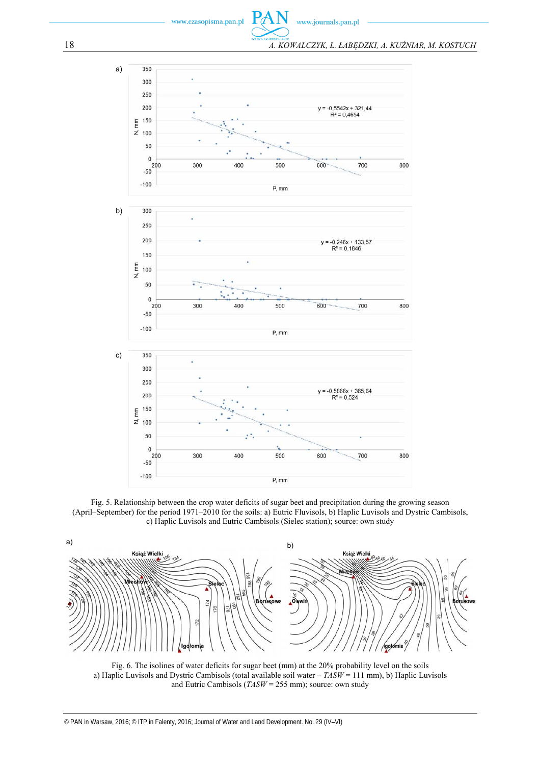Fig. 5. Relationship between the crop water deficits of sugar beet and precipitation during the growing season (April–September) for the period 1971–2010 for the soils: a) Eutric Fluvisols, b) Haplic Luvisols and Dystric Cambisols, c) Haplic Luvisols and Eutric Cambisols (Sielec station); source: own study

Fig. 6. The isolines of water deficits for sugar beet (mm) at the 20% probability level on the soils a) Haplic Luvisols and Dystric Cambisols (total available soil water – *TASW* = 111 mm), b) Haplic Luvisols and Eutric Cambisols (*TASW* = 255 mm); source: own study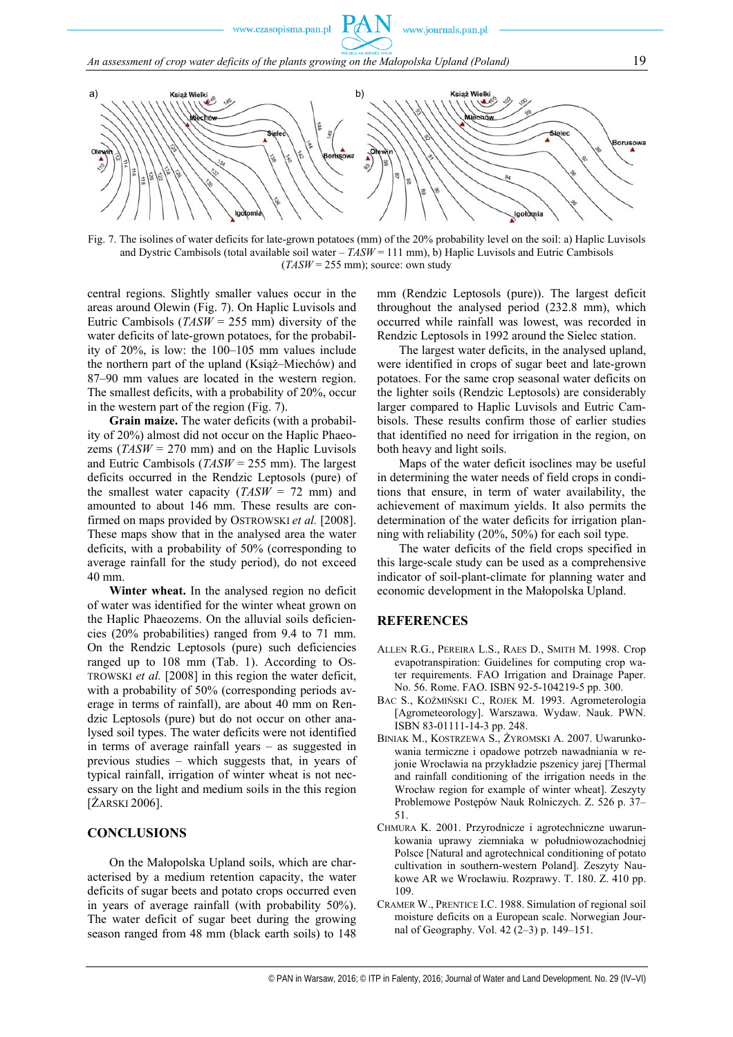Fig. 7. The isolines of water deficits for late-grown potatoes (mm) of the 20% probability level on the soil: a) Haplic Luvisols and Dystric Cambisols (total available soil water – *TASW* = 111 mm), b) Haplic Luvisols and Eutric Cambisols (*TASW* = 255 mm); source: own study

central regions. Slightly smaller values occur in the areas around Olewin (Fig. 7). On Haplic Luvisols and Eutric Cambisols (*TASW* = 255 mm) diversity of the water deficits of late-grown potatoes, for the probability of 20%, is low: the 100–105 mm values include the northern part of the upland (Książ–Miechów) and 87–90 mm values are located in the western region. The smallest deficits, with a probability of 20%, occur in the western part of the region (Fig. 7).

**Grain maize.** The water deficits (with a probability of 20%) almost did not occur on the Haplic Phaeozems (*TASW* = 270 mm) and on the Haplic Luvisols and Eutric Cambisols (*TASW* = 255 mm). The largest deficits occurred in the Rendzic Leptosols (pure) of the smallest water capacity (*TASW* = 72 mm) and amounted to about 146 mm. These results are confirmed on maps provided by OSTROWSKI *et al.* [2008]. These maps show that in the analysed area the water deficits, with a probability of 50% (corresponding to average rainfall for the study period), do not exceed 40 mm.

**Winter wheat.** In the analysed region no deficit of water was identified for the winter wheat grown on the Haplic Phaeozems. On the alluvial soils deficiencies (20% probabilities) ranged from 9.4 to 71 mm. On the Rendzic Leptosols (pure) such deficiencies ranged up to 108 mm (Tab. 1). According to OSTROWSKI *et al.* [2008] in this region the water deficit, with a probability of 50% (corresponding periods average in terms of rainfall), are about 40 mm on Rendzic Leptosols (pure) but do not occur on other analysed soil types. The water deficits were not identified in terms of average rainfall years – as suggested in previous studies – which suggests that, in years of typical rainfall, irrigation of winter wheat is not necessary on the light and medium soils in the this region [ŻARSKI 2006].

## CONCLUSIONS

On the Małopolska Upland soils, which are characterised by a medium retention capacity, the water deficits of sugar beets and potato crops occurred even in years of average rainfall (with probability 50%). The water deficit of sugar beet during the growing season ranged from 48 mm (black earth soils) to 148 mm (Rendzic Leptosols (pure)). The largest deficit throughout the analysed period (232.8 mm), which occurred while rainfall was lowest, was recorded in Rendzic Leptosols in 1992 around the Sielec station.

The largest water deficits, in the analysed upland, were identified in crops of sugar beet and late-grown potatoes. For the same crop seasonal water deficits on the lighter soils (Rendzic Leptosols) are considerably larger compared to Haplic Luvisols and Eutric Cambisols. These results confirm those of earlier studies that identified no need for irrigation in the region, on both heavy and light soils.

Maps of the water deficit isoclines may be useful in determining the water needs of field crops in conditions that ensure, in term of water availability, the achievement of maximum yields. It also permits the determination of the water deficits for irrigation planning with reliability (20%, 50%) for each soil type.

The water deficits of the field crops specified in this large-scale study can be used as a comprehensive indicator of soil-plant-climate for planning water and economic development in the Małopolska Upland.

## REFERENCES

ALLEN R.G., PEREIRA L.S., RAES D., SMITH M. 1998. Crop evapotranspiration: Guidelines for computing crop water requirements. FAO Irrigation and Drainage Paper. No. 56. Rome. FAO. ISBN 92-5-104219-5 pp. 300.

BAC S., KOŹMIŃSKI C., ROJEK M. 1993. Agrometeorologia [Agrometeorology]. Warszawa. Wydaw. Nauk. PWN. ISBN 83-01111-14-3 pp. 248.

BINIAK M., KOSTRZEWA S., ŻYROMSKI A. 2007. Uwarunkowania termiczne i opadowe potrzeb nawadniania w rejonie Wrocławia na przykładzie pszenicy jarej [Thermal and rainfall conditioning of the irrigation needs in the Wrocław region for example of winter wheat]. Zeszyty Problemowe Postępów Nauk Rolniczych. Z. 526 p. 37–51.

CHMURA K. 2001. Przyrodnicze i agrotechniczne uwarunkowania uprawy ziemniaka w południowozachodniej Polsce [Natural and agrotechnical conditioning of potato cultivation in southern-western Poland]. Zeszyty Naukowe AR we Wrocławiu. Rozprawy. T. 180. Z. 410 pp. 109.

CRAMER W., PRENTICE I.C. 1988. Simulation of regional soil moisture deficits on a European scale. Norwegian Journal of Geography. Vol. 42 (2–3) p. 149–151.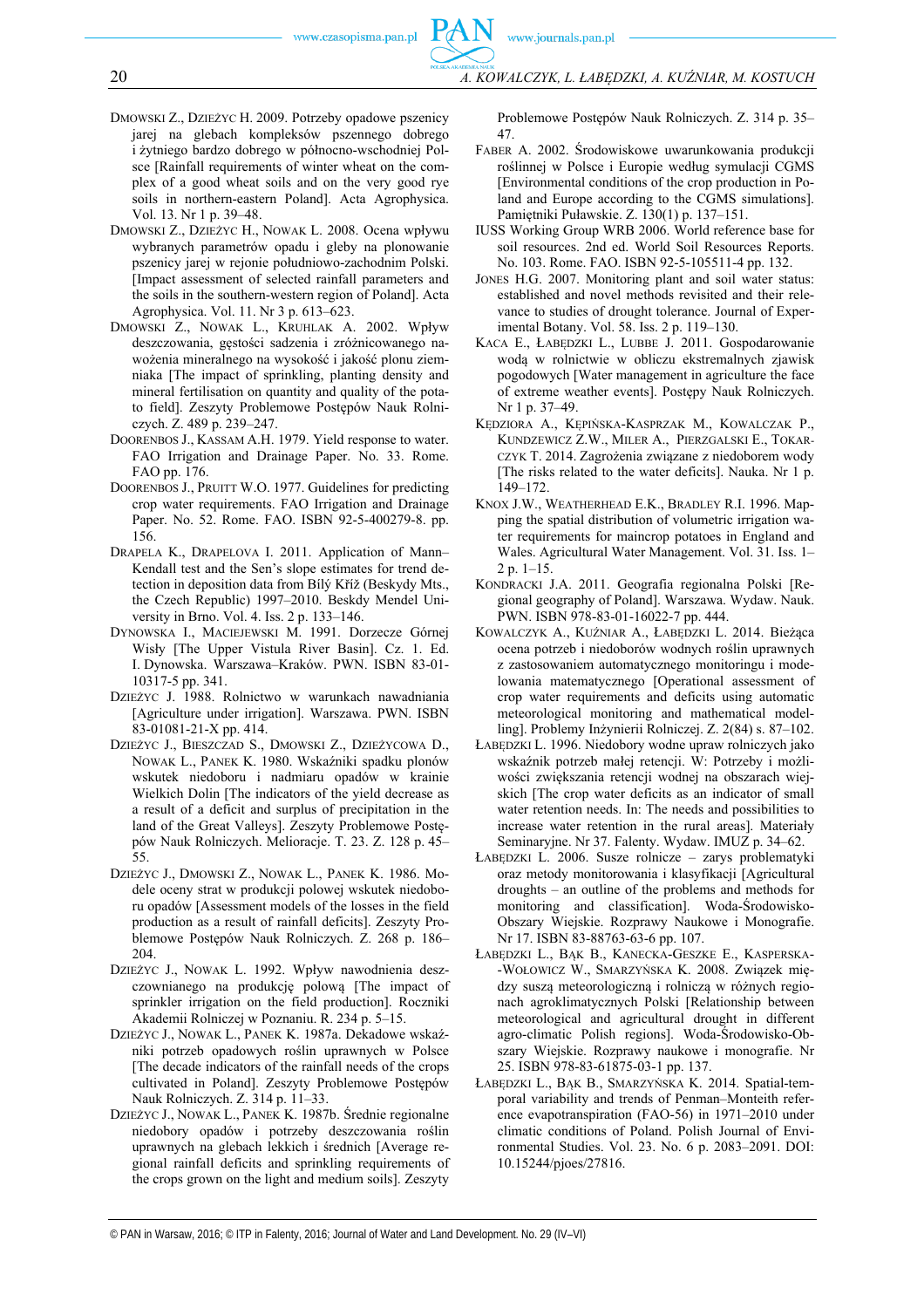DMOWSKI Z., DZIEŻYC H. 2009. Potrzeby opadowe pszenicy jarej na glebach kompleksów pszennego dobrego i żytniego bardzo dobrego w północno-wschodniej Polsce [Rainfall requirements of winter wheat on the complex of a good wheat soils and on the very good rye soils in northern-eastern Poland]. Acta Agrophysica. Vol. 13. Nr 1 p. 39–48.

DMOWSKI Z., DZIEŻYC H., NOWAK L. 2008. Ocena wpływu wybranych parametrów opadu i gleby na plonowanie pszenicy jarej w rejonie południowo-zachodnim Polski. [Impact assessment of selected rainfall parameters and the soils in the southern-western region of Poland]. Acta Agrophysica. Vol. 11. Nr 3 p. 613–623.

DMOWSKI Z., NOWAK L., KRUHLAK A. 2002. Wpływ deszczowania, gęstości sadzenia i zróżnicowanego nawożenia mineralnego na wysokość i jakość plonu ziemniaka [The impact of sprinkling, planting density and mineral fertilisation on quantity and quality of the potato field]. Zeszyty Problemowe Postępów Nauk Rolniczych. Z. 489 p. 239–247.

DOORENBOS J., KASSAM A.H. 1979. Yield response to water. FAO Irrigation and Drainage Paper. No. 33. Rome. FAO pp. 176.

DOORENBOS J., PRUITT W.O. 1977. Guidelines for predicting crop water requirements. FAO Irrigation and Drainage Paper. No. 52. Rome. FAO. ISBN 92-5-400279-8. pp. 156.

DRAPELA K., DRAPELOVA I. 2011. Application of Mann–Kendall test and the Sen's slope estimates for trend detection in deposition data from Bílý Kříž (Beskydy Mts., the Czech Republic) 1997–2010. Beskdy Mendel University in Brno. Vol. 4. Iss. 2 p. 133–146.

DYNOWSKA I., MACIEJEWSKI M. 1991. Dorzecze Górnej Wisły [The Upper Vistula River Basin]. Cz. 1. Ed. I. Dynowska. Warszawa–Kraków. PWN. ISBN 83-01-10317-5 pp. 341.

DZIEŻYC J. 1988. Rolnictwo w warunkach nawadniania [Agriculture under irrigation]. Warszawa. PWN. ISBN 83-01081-21-X pp. 414.

DZIEŻYC J., BIESZCZAD S., DMOWSKI Z., DZIEŻYCOWA D., NOWAK L., PANEK K. 1980. Wskaźniki spadku plonów wskutek niedoboru i nadmiaru opadów w krainie Wielkich Dolin [The indicators of the yield decrease as a result of a deficit and surplus of precipitation in the land of the Great Valleys]. Zeszyty Problemowe Postępów Nauk Rolniczych. Melioracje. T. 23. Z. 128 p. 45–55.

DZIEŻYC J., DMOWSKI Z., NOWAK L., PANEK K. 1986. Modele oceny strat w produkcji polowej wskutek niedoboru opadów [Assessment models of the losses in the field production as a result of rainfall deficits]. Zeszyty Problemowe Postępów Nauk Rolniczych. Z. 268 p. 186–204.

DZIEŻYC J., NOWAK L. 1992. Wpływ nawodnienia deszczownianego na produkcję polową [The impact of sprinkler irrigation on the field production]. Roczniki Akademii Rolniczej w Poznaniu. R. 234 p. 5–15.

DZIEŻYC J., NOWAK L., PANEK K. 1987a. Dekadowe wskaźniki potrzeb opadowych roślin uprawnych w Polsce [The decade indicators of the rainfall needs of the crops cultivated in Poland]. Zeszyty Problemowe Postępów Nauk Rolniczych. Z. 314 p. 11–33.

DZIEŻYC J., NOWAK L., PANEK K. 1987b. Średnie regionalne niedobory opadów i potrzeby deszczowania roślin uprawnych na glebach lekkich i średnich [Average regional rainfall deficits and sprinkling requirements of the crops grown on the light and medium soils]. Zeszyty Problemowe Postępów Nauk Rolniczych. Z. 314 p. 35–47.

FABER A. 2002. Środowiskowe uwarunkowania produkcji roślinnej w Polsce i Europie według symulacji CGMS [Environmental conditions of the crop production in Poland and Europe according to the CGMS simulations]. Pamiętniki Puławskie. Z. 130(1) p. 137–151.

IUSS Working Group WRB 2006. World reference base for soil resources. 2nd ed. World Soil Resources Reports. No. 103. Rome. FAO. ISBN 92-5-105511-4 pp. 132.

JONES H.G. 2007. Monitoring plant and soil water status: established and novel methods revisited and their relevance to studies of drought tolerance. Journal of Experimental Botany. Vol. 58. Iss. 2 p. 119–130.

KACA E., ŁABĘDZKI L., LUBBE J. 2011. Gospodarowanie wodą w rolnictwie w obliczu ekstremalnych zjawisk pogodowych [Water management in agriculture the face of extreme weather events]. Postępy Nauk Rolniczych. Nr 1 p. 37–49.

KĘDZIORA A., KĘPIŃSKA-KASPRZAK M., KOWALCZAK P., KUNDZEWICZ Z.W., MILER A., PIERZGALSKI E., TOKARCZYK T. 2014. Zagrożenia związane z niedoborem wody [The risks related to the water deficits]. Nauka. Nr 1 p. 149–172.

KNOX J.W., WEATHERHEAD E.K., BRADLEY R.I. 1996. Mapping the spatial distribution of volumetric irrigation water requirements for maincrop potatoes in England and Wales. Agricultural Water Management. Vol. 31. Iss. 1–2 p. 1–15.

KONDRACKI J.A. 2011. Geografia regionalna Polski [Regional geography of Poland]. Warszawa. Wydaw. Nauk. PWN. ISBN 978-83-01-16022-7 pp. 444.

KOWALCZYK A., KUŹNIAR A., ŁABĘDZKI L. 2014. Bieżąca ocena potrzeb i niedoborów wodnych roślin uprawnych z zastosowaniem automatycznego monitoringu i modelowania matematycznego [Operational assessment of crop water requirements and deficits using automatic meteorological monitoring and mathematical modelling]. Problemy Inżynierii Rolniczej. Z. 2(84) s. 87–102.

ŁABĘDZKI L. 1996. Niedobory wodne upraw rolniczych jako wskaźnik potrzeb małej retencji. W: Potrzeby i możliwości zwiększania retencji wodnej na obszarach wiejskich [The crop water deficits as an indicator of small water retention needs. In: The needs and possibilities to increase water retention in the rural areas]. Materiały Seminaryjne. Nr 37. Falenty. Wydaw. IMUZ p. 34–62.

ŁABĘDZKI L. 2006. Susze rolnicze – zarys problematyki oraz metody monitorowania i klasyfikacji [Agricultural droughts – an outline of the problems and methods for monitoring and classification]. Woda-Środowisko-Obszary Wiejskie. Rozprawy Naukowe i Monografie. Nr 17. ISBN 83-88763-63-6 pp. 107.

ŁABĘDZKI L., BĄK B., KANECKA-GESZKE E., KASPERSKA-WOŁOWICZ W., SMARZYŃSKA K. 2008. Związek między suszą meteorologiczną i rolniczą w różnych regionach agroklimatycznych Polski [Relationship between meteorological and agricultural drought in different agro-climatic Polish regions]. Woda-Środowisko-Obszary Wiejskie. Rozprawy naukowe i monografie. Nr 25. ISBN 978-83-61875-03-1 pp. 137.

ŁABĘDZKI L., BĄK B., SMARZYŃSKA K. 2014. Spatial-temporal variability and trends of Penman–Monteith reference evapotranspiration (FAO-56) in 1971–2010 under climatic conditions of Poland. Polish Journal of Environmental Studies. Vol. 23. No. 6 p. 2083–2091. DOI: 10.15244/pjoes/27816.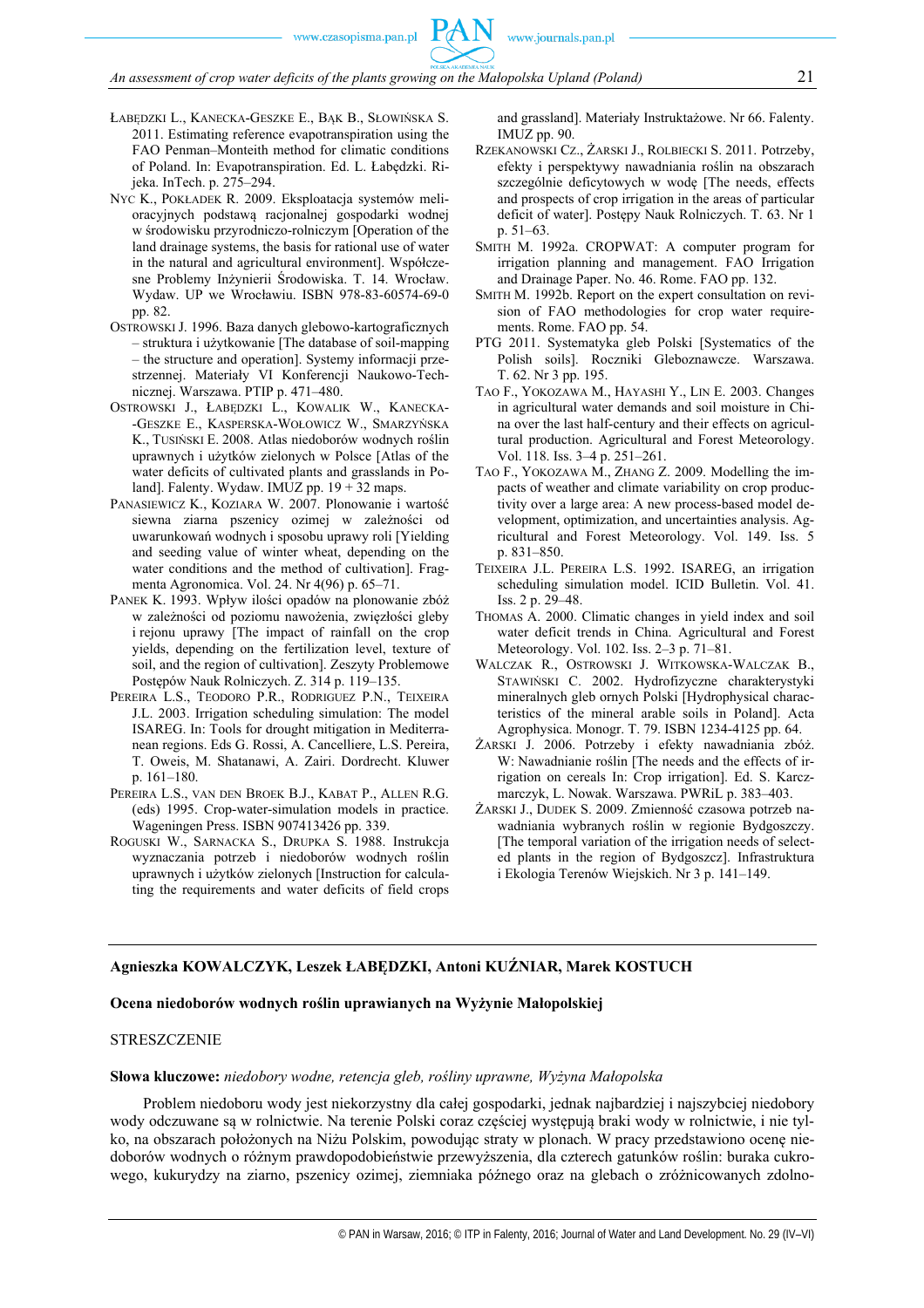ŁABĘDZKI L., KANECKA-GESZKE E., BĄK B., SŁOWIŃSKA S. 2011. Estimating reference evapotranspiration using the FAO Penman–Monteith method for climatic conditions of Poland. In: Evapotranspiration. Ed. L. Łabędzki. Rijeka. InTech. p. 275–294.

NYC K., POKŁADEK R. 2009. Eksploatacja systemów melioracyjnych podstawą racjonalnej gospodarki wodnej w środowisku przyrodniczo-rolniczym [Operation of the land drainage systems, the basis for rational use of water in the natural and agricultural environment]. Współczesne Problemy Inżynierii Środowiska. T. 14. Wrocław. Wydaw. UP we Wrocławiu. ISBN 978-83-60574-69-0 pp. 82.

OSTROWSKI J. 1996. Baza danych glebowo-kartograficznych – struktura i użytkowanie [The database of soil-mapping – the structure and operation]. Systemy informacji przestrzennej. Materiały VI Konferencji Naukowo-Technicznej. Warszawa. PTIP p. 471–480.

OSTROWSKI J., ŁABĘDZKI L., KOWALIK W., KANECKA-GESZKE E., KASPERSKA-WOŁOWICZ W., SMARZYŃSKA K., TUSIŃSKI E. 2008. Atlas niedoborów wodnych roślin uprawnych i użytków zielonych w Polsce [Atlas of the water deficits of cultivated plants and grasslands in Poland]. Falenty. Wydaw. IMUZ pp. 19 + 32 maps.

PANASIEWICZ K., KOZIARA W. 2007. Plonowanie i wartość siewna ziarna pszenicy ozimej w zależności od uwarunkowań wodnych i sposobu uprawy roli [Yielding and seeding value of winter wheat, depending on the water conditions and the method of cultivation]. Fragmenta Agronomica. Vol. 24. Nr 4(96) p. 65–71.

PANEK K. 1993. Wpływ ilości opadów na plonowanie zbóż w zależności od poziomu nawożenia, zwięzłości gleby i rejonu uprawy [The impact of rainfall on the crop yields, depending on the fertilization level, texture of soil, and the region of cultivation]. Zeszyty Problemowe Postępów Nauk Rolniczych. Z. 314 p. 119–135.

PEREIRA L.S., TEODORO P.R., RODRIGUEZ P.N., TEIXEIRA J.L. 2003. Irrigation scheduling simulation: The model ISAREG. In: Tools for drought mitigation in Mediterranean regions. Eds G. Rossi, A. Cancelliere, L.S. Pereira, T. Oweis, M. Shatanawi, A. Zairi. Dordrecht. Kluwer p. 161–180.

PEREIRA L.S., VAN DEN BROEK B.J., KABAT P., ALLEN R.G. (eds) 1995. Crop-water-simulation models in practice. Wageningen Press. ISBN 907413426 pp. 339.

ROGUSKI W., SARNACKA S., DRUPKA S. 1988. Instrukcja wyznaczania potrzeb i niedoborów wodnych roślin uprawnych i użytków zielonych [Instruction for calculating the requirements and water deficits of field crops and grassland]. Materiały Instruktażowe. Nr 66. Falenty. IMUZ pp. 90.

RZEKANOWSKI CZ., ŻARSKI J., ROLBIECKI S. 2011. Potrzeby, efekty i perspektywy nawadniania roślin na obszarach szczególnie deficytowych w wodę [The needs, effects and prospects of crop irrigation in the areas of particular deficit of water]. Postępy Nauk Rolniczych. T. 63. Nr 1 p. 51–63.

SMITH M. 1992a. CROPWAT: A computer program for irrigation planning and management. FAO Irrigation and Drainage Paper. No. 46. Rome. FAO pp. 132.

SMITH M. 1992b. Report on the expert consultation on revision of FAO methodologies for crop water requirements. Rome. FAO pp. 54.

PTG 2011. Systematyka gleb Polski [Systematics of the Polish soils]. Roczniki Gleboznawcze. Warszawa. T. 62. Nr 3 pp. 195.

TAO F., YOKOZAWA M., HAYASHI Y., LIN E. 2003. Changes in agricultural water demands and soil moisture in China over the last half-century and their effects on agricultural production. Agricultural and Forest Meteorology. Vol. 118. Iss. 3–4 p. 251–261.

TAO F., YOKOZAWA M., ZHANG Z. 2009. Modelling the impacts of weather and climate variability on crop productivity over a large area: A new process-based model development, optimization, and uncertainties analysis. Agricultural and Forest Meteorology. Vol. 149. Iss. 5 p. 831–850.

TEIXEIRA J.L. PEREIRA L.S. 1992. ISAREG, an irrigation scheduling simulation model. ICID Bulletin. Vol. 41. Iss. 2 p. 29–48.

THOMAS A. 2000. Climatic changes in yield index and soil water deficit trends in China. Agricultural and Forest Meteorology. Vol. 102. Iss. 2–3 p. 71–81.

WALCZAK R., OSTROWSKI J. WITKOWSKA-WALCZAK B., STAWIŃSKI C. 2002. Hydrofizyczne charakterystyki mineralnych gleb ornych Polski [Hydrophysical characteristics of the mineral arable soils in Poland]. Acta Agrophysica. Monogr. T. 79. ISBN 1234-4125 pp. 64.

ŻARSKI J. 2006. Potrzeby i efekty nawadniania zbóż. W: Nawadnianie roślin [The needs and the effects of irrigation on cereals In: Crop irrigation]. Ed. S. Karczmarczyk, L. Nowak. Warszawa. PWRiL p. 383–403.

ŻARSKI J., DUDEK S. 2009. Zmienność czasowa potrzeb nawadniania wybranych roślin w regionie Bydgoszczy. [The temporal variation of the irrigation needs of selected plants in the region of Bydgoszcz]. Infrastruktura i Ekologia Terenów Wiejskich. Nr 3 p. 141–149.

---

**Agnieszka KOWALCZYK, Leszek ŁABĘDZKI, Antoni KUŹNIAR, Marek KOSTUCH**

**Ocena niedoborów wodnych roślin uprawianych na Wyżynie Małopolskiej**

STRESZCZENIE

**Słowa kluczowe:** *niedobory wodne, retencja gleb, rośliny uprawne, Wyżyna Małopolska*

Problem niedoboru wody jest niekorzystny dla całej gospodarki, jednak najbardziej i najszybciej niedobory wody odczuwane są w rolnictwie. Na terenie Polski coraz częściej występują braki wody w rolnictwie, i nie tylko, na obszarach położonych na Niżu Polskim, powodując straty w plonach. W pracy przedstawiono ocenę niedoborów wodnych o różnym prawdopodobieństwie przewyższenia, dla czterech gatunków roślin: buraka cukrowego, kukurydzy na ziarno, pszenicy ozimej, ziemniaka późnego oraz na glebach o zróżnicowanych zdolno-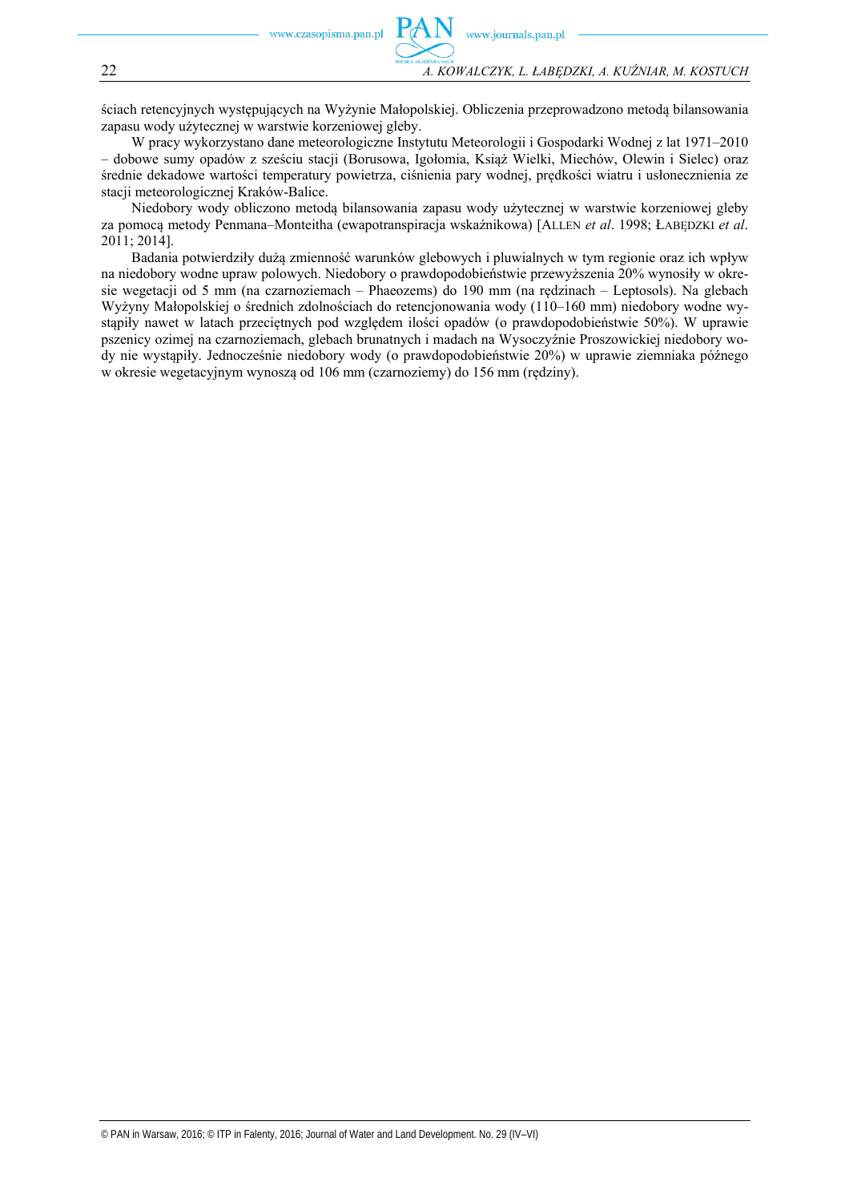ściach retencyjnych występujących na Wyżynie Małopolskiej. Obliczenia przeprowadzono metodą bilansowania zapasu wody użytecznej w warstwie korzeniowej gleby.

W pracy wykorzystano dane meteorologiczne Instytutu Meteorologii i Gospodarki Wodnej z lat 1971–2010 – dobowe sumy opadów z sześciu stacji (Borusowa, Igołomia, Książ Wielki, Miechów, Olewin i Sielec) oraz średnie dekadowe wartości temperatury powietrza, ciśnienia pary wodnej, prędkości wiatru i usłonecznienia ze stacji meteorologicznej Kraków-Balice.

Niedobory wody obliczono metodą bilansowania zapasu wody użytecznej w warstwie korzeniowej gleby za pomocą metody Penmana–Monteitha (ewapotranspiracja wskaźnikowa) [ALLEN *et al*. 1998; ŁABĘDZKI *et al*. 2011; 2014].

Badania potwierdziły dużą zmienność warunków glebowych i pluwialnych w tym regionie oraz ich wpływ na niedobory wodne upraw polowych. Niedobory o prawdopodobieństwie przewyższenia 20% wynosiły w okresie wegetacji od 5 mm (na czarnoziemach – Phaeozems) do 190 mm (na rędzinach – Leptosols). Na glebach Wyżyny Małopolskiej o średnich zdolnościach do retencjonowania wody (110–160 mm) niedobory wodne wystąpiły nawet w latach przeciętnych pod względem ilości opadów (o prawdopodobieństwie 50%). W uprawie pszenicy ozimej na czarnoziemach, glebach brunatnych i madach na Wysoczyźnie Proszowickiej niedobory wody nie wystąpiły. Jednocześnie niedobory wody (o prawdopodobieństwie 20%) w uprawie ziemniaka późnego w okresie wegetacyjnym wynoszą od 106 mm (czarnoziemy) do 156 mm (rędziny).